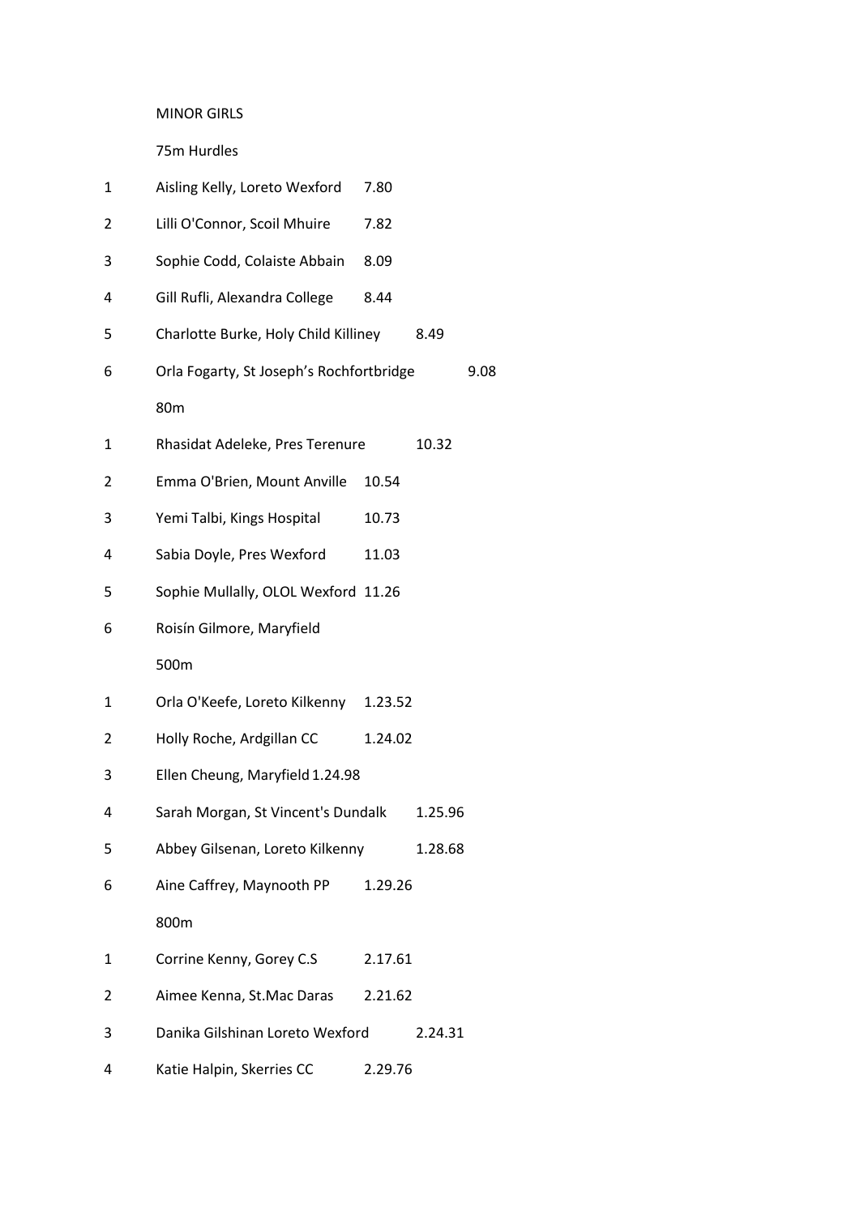MINOR GIRLS

75m Hurdles

| | | |
|---|---|---|
| 1 | Aisling Kelly, Loreto Wexford | 7.80 |
| 2 | Lilli O'Connor, Scoil Mhuire | 7.82 |
| 3 | Sophie Codd, Colaiste Abbain | 8.09 |
| 4 | Gill Rufli, Alexandra College | 8.44 |
| 5 | Charlotte Burke, Holy Child Killiney | 8.49 |
| 6 | Orla Fogarty, St Joseph's Rochfortbridge | 9.08 |

80m

| | | |
|---|---|---|
| 1 | Rhasidat Adeleke, Pres Terenure | 10.32 |
| 2 | Emma O'Brien, Mount Anville | 10.54 |
| 3 | Yemi Talbi, Kings Hospital | 10.73 |
| 4 | Sabia Doyle, Pres Wexford | 11.03 |
| 5 | Sophie Mullally, OLOL Wexford | 11.26 |
| 6 | Roisín Gilmore, Maryfield | |

500m

| | | |
|---|---|---|
| 1 | Orla O'Keefe, Loreto Kilkenny | 1.23.52 |
| 2 | Holly Roche, Ardgillan CC | 1.24.02 |
| 3 | Ellen Cheung, Maryfield | 1.24.98 |
| 4 | Sarah Morgan, St Vincent's Dundalk | 1.25.96 |
| 5 | Abbey Gilsenan, Loreto Kilkenny | 1.28.68 |
| 6 | Aine Caffrey, Maynooth PP | 1.29.26 |

800m

| | | |
|---|---|---|
| 1 | Corrine Kenny, Gorey C.S | 2.17.61 |
| 2 | Aimee Kenna, St.Mac Daras | 2.21.62 |
| 3 | Danika Gilshinan Loreto Wexford | 2.24.31 |
| 4 | Katie Halpin, Skerries CC | 2.29.76 |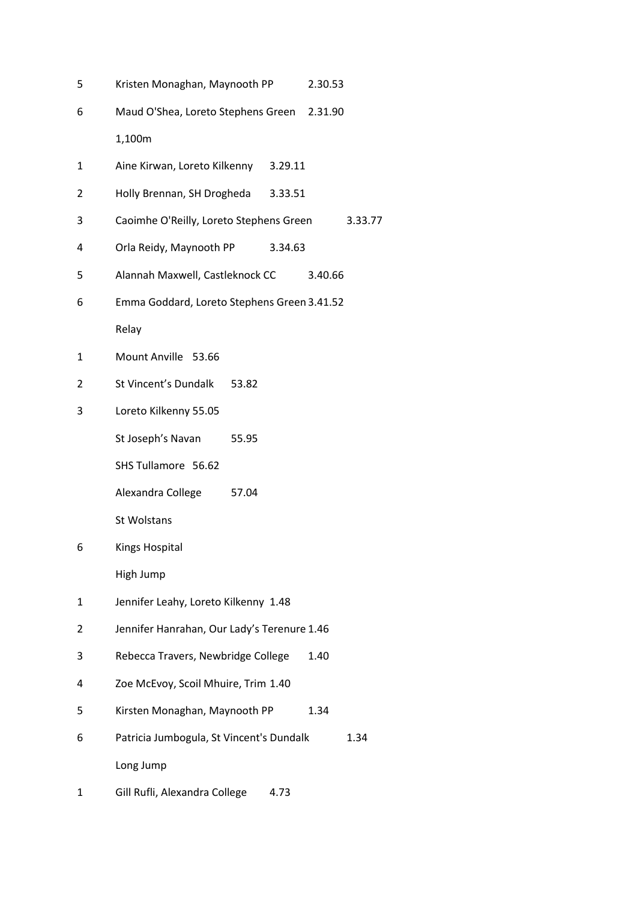5 Kristen Monaghan, Maynooth PP 2.30.53

6 Maud O'Shea, Loreto Stephens Green 2.31.90

1,100m

1 Aine Kirwan, Loreto Kilkenny 3.29.11

2 Holly Brennan, SH Drogheda 3.33.51

3 Caoimhe O'Reilly, Loreto Stephens Green 3.33.77

4 Orla Reidy, Maynooth PP 3.34.63

5 Alannah Maxwell, Castleknock CC 3.40.66

6 Emma Goddard, Loreto Stephens Green 3.41.52

Relay

1 Mount Anville 53.66

2 St Vincent's Dundalk 53.82

3 Loreto Kilkenny 55.05

St Joseph's Navan 55.95

SHS Tullamore 56.62

Alexandra College 57.04

St Wolstans

6 Kings Hospital

High Jump

1 Jennifer Leahy, Loreto Kilkenny 1.48

2 Jennifer Hanrahan, Our Lady's Terenure 1.46

3 Rebecca Travers, Newbridge College 1.40

4 Zoe McEvoy, Scoil Mhuire, Trim 1.40

5 Kirsten Monaghan, Maynooth PP 1.34

6 Patricia Jumbogula, St Vincent's Dundalk 1.34

Long Jump

1 Gill Rufli, Alexandra College 4.73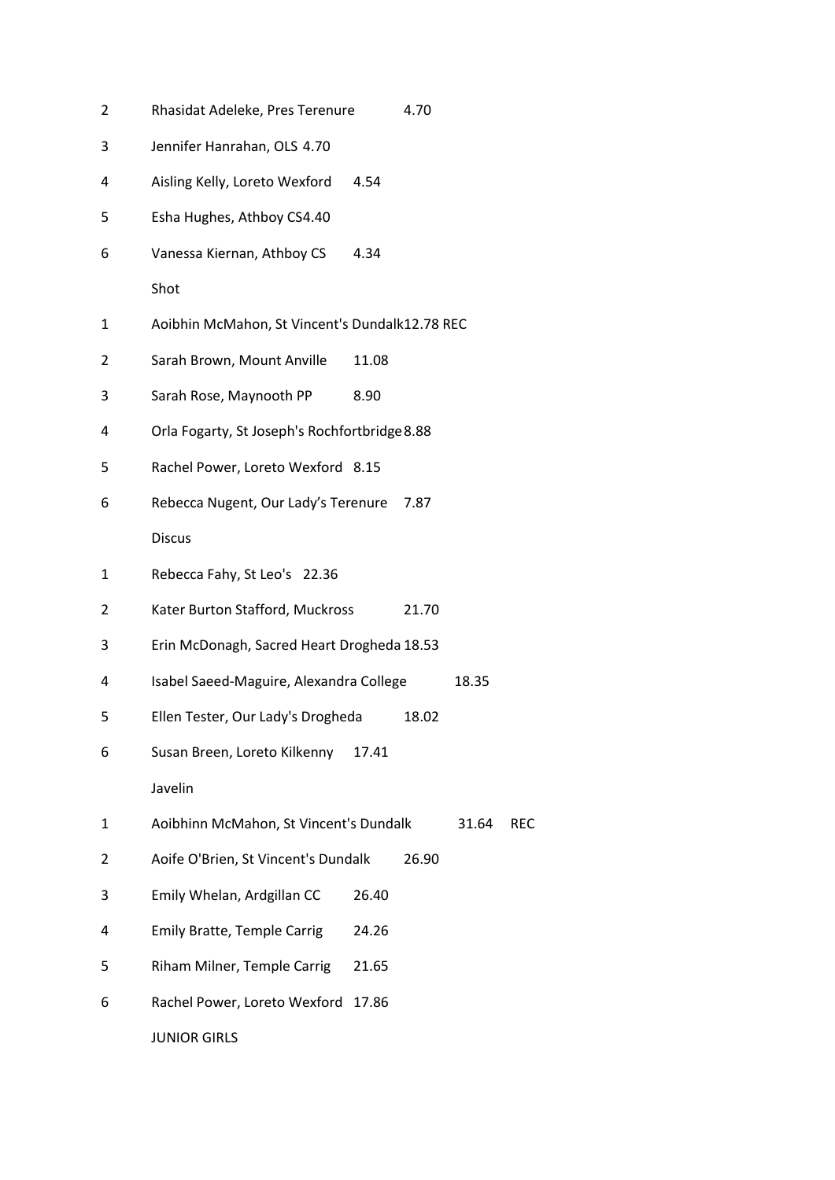2 Rhasidat Adeleke, Pres Terenure 4.70

3 Jennifer Hanrahan, OLS 4.70

4 Aisling Kelly, Loreto Wexford 4.54

5 Esha Hughes, Athboy CS4.40

6 Vanessa Kiernan, Athboy CS 4.34

Shot

1 Aoibhin McMahon, St Vincent's Dundalk12.78 REC

2 Sarah Brown, Mount Anville 11.08

3 Sarah Rose, Maynooth PP 8.90

4 Orla Fogarty, St Joseph's Rochfortbridge8.88

5 Rachel Power, Loreto Wexford 8.15

6 Rebecca Nugent, Our Lady's Terenure 7.87

Discus

1 Rebecca Fahy, St Leo's 22.36

2 Kater Burton Stafford, Muckross 21.70

3 Erin McDonagh, Sacred Heart Drogheda 18.53

4 Isabel Saeed-Maguire, Alexandra College 18.35

5 Ellen Tester, Our Lady's Drogheda 18.02

6 Susan Breen, Loreto Kilkenny 17.41

Javelin

1 Aoibhinn McMahon, St Vincent's Dundalk 31.64 REC

2 Aoife O'Brien, St Vincent's Dundalk 26.90

3 Emily Whelan, Ardgillan CC 26.40

4 Emily Bratte, Temple Carrig 24.26

5 Riham Milner, Temple Carrig 21.65

6 Rachel Power, Loreto Wexford 17.86

JUNIOR GIRLS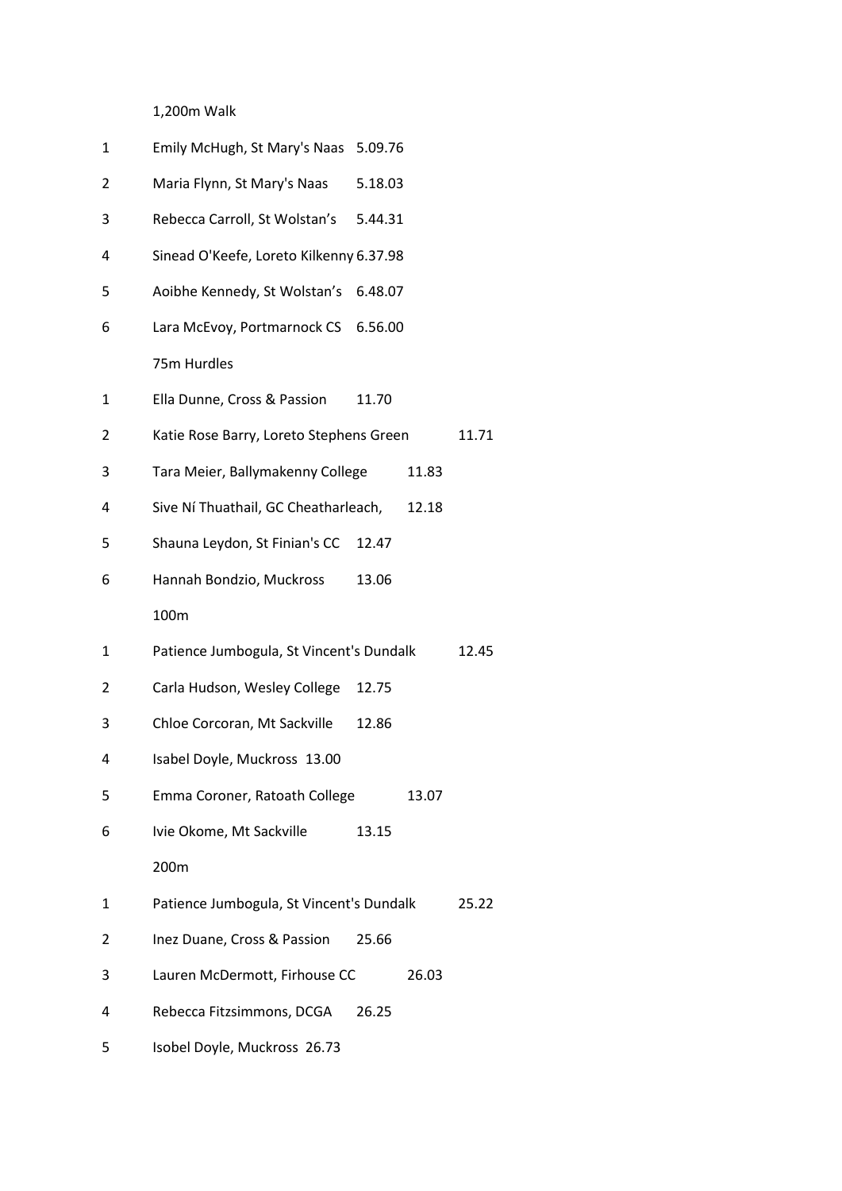### 1,200m Walk

| Pos | Name, School | Time |
|---|---|---|
| 1 | Emily McHugh, St Mary's Naas | 5.09.76 |
| 2 | Maria Flynn, St Mary's Naas | 5.18.03 |
| 3 | Rebecca Carroll, St Wolstan's | 5.44.31 |
| 4 | Sinead O'Keefe, Loreto Kilkenny | 6.37.98 |
| 5 | Aoibhe Kennedy, St Wolstan's | 6.48.07 |
| 6 | Lara McEvoy, Portmarnock CS | 6.56.00 |

### 75m Hurdles

| Pos | Name, School | Time |
|---|---|---|
| 1 | Ella Dunne, Cross & Passion | 11.70 |
| 2 | Katie Rose Barry, Loreto Stephens Green | 11.71 |
| 3 | Tara Meier, Ballymakenny College | 11.83 |
| 4 | Sive Ní Thuathail, GC Cheatharleach, | 12.18 |
| 5 | Shauna Leydon, St Finian's CC | 12.47 |
| 6 | Hannah Bondzio, Muckross | 13.06 |

### 100m

| Pos | Name, School | Time |
|---|---|---|
| 1 | Patience Jumbogula, St Vincent's Dundalk | 12.45 |
| 2 | Carla Hudson, Wesley College | 12.75 |
| 3 | Chloe Corcoran, Mt Sackville | 12.86 |
| 4 | Isabel Doyle, Muckross | 13.00 |
| 5 | Emma Coroner, Ratoath College | 13.07 |
| 6 | Ivie Okome, Mt Sackville | 13.15 |

### 200m

| Pos | Name, School | Time |
|---|---|---|
| 1 | Patience Jumbogula, St Vincent's Dundalk | 25.22 |
| 2 | Inez Duane, Cross & Passion | 25.66 |
| 3 | Lauren McDermott, Firhouse CC | 26.03 |
| 4 | Rebecca Fitzsimmons, DCGA | 26.25 |
| 5 | Isobel Doyle, Muckross | 26.73 |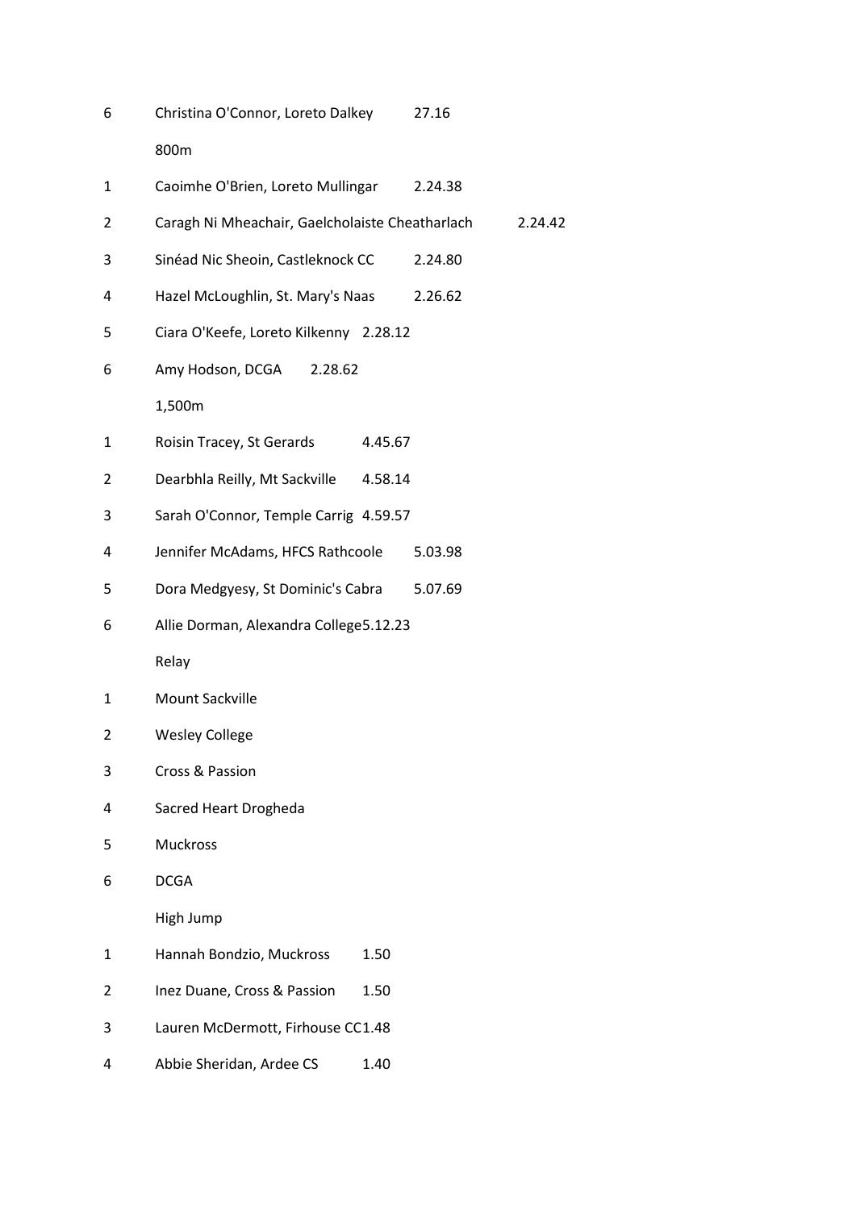6 Christina O'Connor, Loreto Dalkey 27.16

800m

1 Caoimhe O'Brien, Loreto Mullingar 2.24.38

2 Caragh Ni Mheachair, Gaelcholaiste Cheatharlach 2.24.42

3 Sinéad Nic Sheoin, Castleknock CC 2.24.80

4 Hazel McLoughlin, St. Mary's Naas 2.26.62

5 Ciara O'Keefe, Loreto Kilkenny 2.28.12

6 Amy Hodson, DCGA 2.28.62

1,500m

1 Roisin Tracey, St Gerards 4.45.67

2 Dearbhla Reilly, Mt Sackville 4.58.14

3 Sarah O'Connor, Temple Carrig 4.59.57

4 Jennifer McAdams, HFCS Rathcoole 5.03.98

5 Dora Medgyesy, St Dominic's Cabra 5.07.69

6 Allie Dorman, Alexandra College5.12.23

Relay

1 Mount Sackville

2 Wesley College

3 Cross & Passion

4 Sacred Heart Drogheda

5 Muckross

6 DCGA

High Jump

1 Hannah Bondzio, Muckross 1.50

2 Inez Duane, Cross & Passion 1.50

3 Lauren McDermott, Firhouse CC1.48

4 Abbie Sheridan, Ardee CS 1.40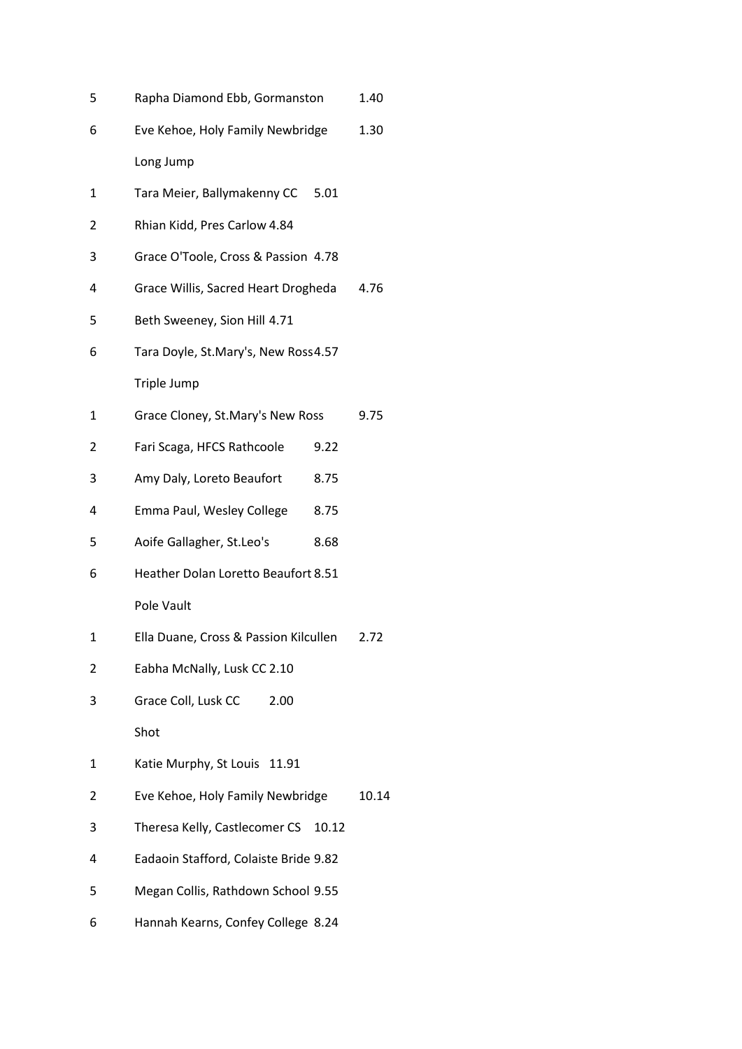| | | |
|---|---|---|
| 5 | Rapha Diamond Ebb, Gormanston | 1.40 |
| 6 | Eve Kehoe, Holy Family Newbridge | 1.30 |
| | Long Jump | |
| 1 | Tara Meier, Ballymakenny CC | 5.01 |
| 2 | Rhian Kidd, Pres Carlow | 4.84 |
| 3 | Grace O'Toole, Cross & Passion | 4.78 |
| 4 | Grace Willis, Sacred Heart Drogheda | 4.76 |
| 5 | Beth Sweeney, Sion Hill | 4.71 |
| 6 | Tara Doyle, St.Mary's, New Ross | 4.57 |
| | Triple Jump | |
| 1 | Grace Cloney, St.Mary's New Ross | 9.75 |
| 2 | Fari Scaga, HFCS Rathcoole | 9.22 |
| 3 | Amy Daly, Loreto Beaufort | 8.75 |
| 4 | Emma Paul, Wesley College | 8.75 |
| 5 | Aoife Gallagher, St.Leo's | 8.68 |
| 6 | Heather Dolan Loretto Beaufort | 8.51 |
| | Pole Vault | |
| 1 | Ella Duane, Cross & Passion Kilcullen | 2.72 |
| 2 | Eabha McNally, Lusk CC | 2.10 |
| 3 | Grace Coll, Lusk CC | 2.00 |
| | Shot | |
| 1 | Katie Murphy, St Louis | 11.91 |
| 2 | Eve Kehoe, Holy Family Newbridge | 10.14 |
| 3 | Theresa Kelly, Castlecomer CS | 10.12 |
| 4 | Eadaoin Stafford, Colaiste Bride | 9.82 |
| 5 | Megan Collis, Rathdown School | 9.55 |
| 6 | Hannah Kearns, Confey College | 8.24 |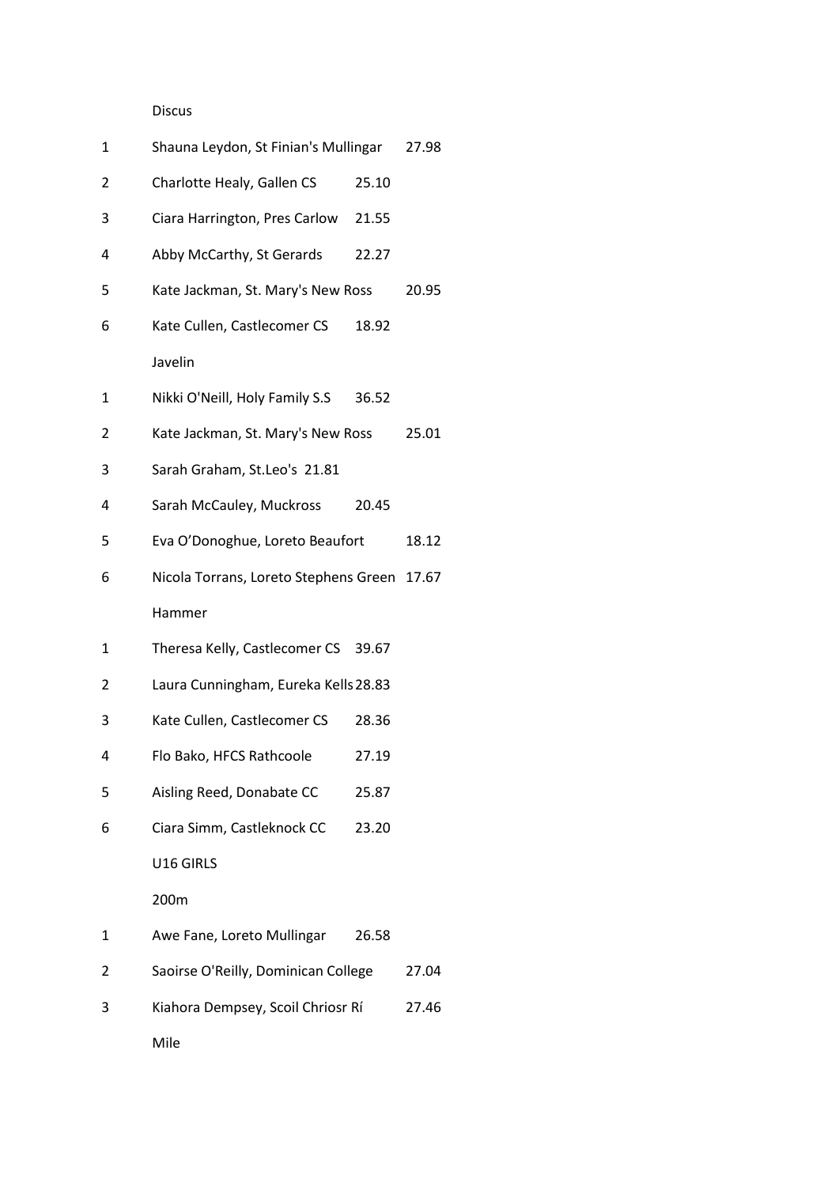Discus

| | | |
|---|---|---|
| 1 | Shauna Leydon, St Finian's Mullingar | 27.98 |
| 2 | Charlotte Healy, Gallen CS | 25.10 |
| 3 | Ciara Harrington, Pres Carlow | 21.55 |
| 4 | Abby McCarthy, St Gerards | 22.27 |
| 5 | Kate Jackman, St. Mary's New Ross | 20.95 |
| 6 | Kate Cullen, Castlecomer CS | 18.92 |

Javelin

| | | |
|---|---|---|
| 1 | Nikki O'Neill, Holy Family S.S | 36.52 |
| 2 | Kate Jackman, St. Mary's New Ross | 25.01 |
| 3 | Sarah Graham, St.Leo's | 21.81 |
| 4 | Sarah McCauley, Muckross | 20.45 |
| 5 | Eva O'Donoghue, Loreto Beaufort | 18.12 |
| 6 | Nicola Torrans, Loreto Stephens Green | 17.67 |

Hammer

| | | |
|---|---|---|
| 1 | Theresa Kelly, Castlecomer CS | 39.67 |
| 2 | Laura Cunningham, Eureka Kells | 28.83 |
| 3 | Kate Cullen, Castlecomer CS | 28.36 |
| 4 | Flo Bako, HFCS Rathcoole | 27.19 |
| 5 | Aisling Reed, Donabate CC | 25.87 |
| 6 | Ciara Simm, Castleknock CC | 23.20 |

U16 GIRLS

200m

| | | |
|---|---|---|
| 1 | Awe Fane, Loreto Mullingar | 26.58 |
| 2 | Saoirse O'Reilly, Dominican College | 27.04 |
| 3 | Kiahora Dempsey, Scoil Chriosr Rí | 27.46 |

Mile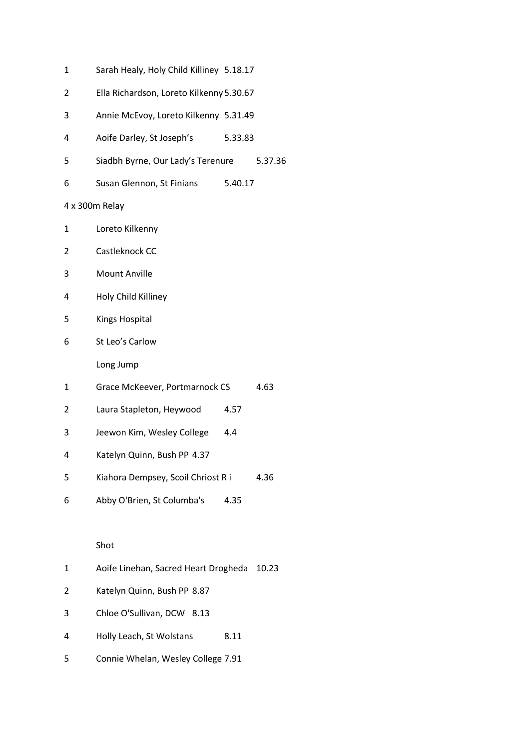1 Sarah Healy, Holy Child Killiney 5.18.17

2 Ella Richardson, Loreto Kilkenny 5.30.67

3 Annie McEvoy, Loreto Kilkenny 5.31.49

4 Aoife Darley, St Joseph's 5.33.83

5 Siadbh Byrne, Our Lady's Terenure 5.37.36

6 Susan Glennon, St Finians 5.40.17

4 x 300m Relay

1 Loreto Kilkenny

2 Castleknock CC

3 Mount Anville

4 Holy Child Killiney

5 Kings Hospital

6 St Leo's Carlow

Long Jump

1 Grace McKeever, Portmarnock CS 4.63

2 Laura Stapleton, Heywood 4.57

3 Jeewon Kim, Wesley College 4.4

4 Katelyn Quinn, Bush PP 4.37

5 Kiahora Dempsey, Scoil Chriost R i 4.36

6 Abby O'Brien, St Columba's 4.35

Shot

1 Aoife Linehan, Sacred Heart Drogheda 10.23

2 Katelyn Quinn, Bush PP 8.87

3 Chloe O'Sullivan, DCW 8.13

4 Holly Leach, St Wolstans 8.11

5 Connie Whelan, Wesley College 7.91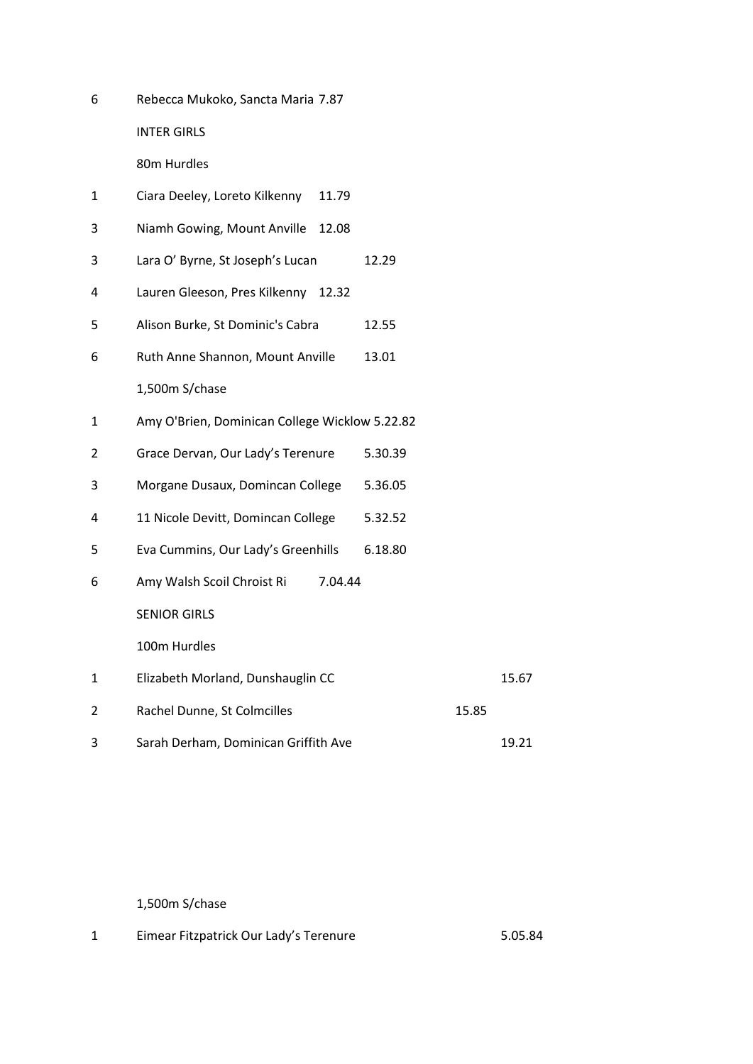6 Rebecca Mukoko, Sancta Maria 7.87

INTER GIRLS

80m Hurdles

1 Ciara Deeley, Loreto Kilkenny 11.79

3 Niamh Gowing, Mount Anville 12.08

3 Lara O' Byrne, St Joseph's Lucan 12.29

4 Lauren Gleeson, Pres Kilkenny 12.32

5 Alison Burke, St Dominic's Cabra 12.55

6 Ruth Anne Shannon, Mount Anville 13.01

1,500m S/chase

1 Amy O'Brien, Dominican College Wicklow 5.22.82

2 Grace Dervan, Our Lady's Terenure 5.30.39

3 Morgane Dusaux, Domincan College 5.36.05

4 11 Nicole Devitt, Domincan College 5.32.52

5 Eva Cummins, Our Lady's Greenhills 6.18.80

6 Amy Walsh Scoil Chroist Ri 7.04.44

SENIOR GIRLS

100m Hurdles

1 Elizabeth Morland, Dunshauglin CC 15.67

2 Rachel Dunne, St Colmcilles 15.85

3 Sarah Derham, Dominican Griffith Ave 19.21

1,500m S/chase

1 Eimear Fitzpatrick Our Lady's Terenure 5.05.84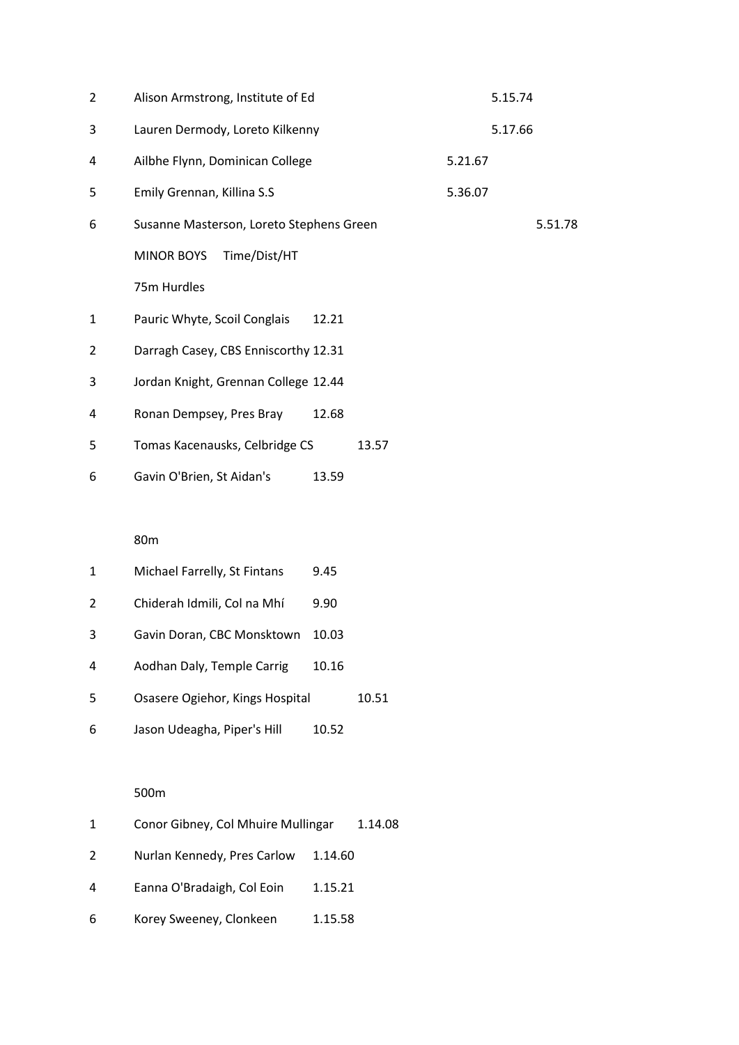| | | |
|---|---|---|
| 2 | Alison Armstrong, Institute of Ed | 5.15.74 |
| 3 | Lauren Dermody, Loreto Kilkenny | 5.17.66 |
| 4 | Ailbhe Flynn, Dominican College | 5.21.67 |
| 5 | Emily Grennan, Killina S.S | 5.36.07 |
| 6 | Susanne Masterson, Loreto Stephens Green | 5.51.78 |

MINOR BOYS Time/Dist/HT

75m Hurdles

| | | |
|---|---|---|
| 1 | Pauric Whyte, Scoil Conglais | 12.21 |
| 2 | Darragh Casey, CBS Enniscorthy | 12.31 |
| 3 | Jordan Knight, Grennan College | 12.44 |
| 4 | Ronan Dempsey, Pres Bray | 12.68 |
| 5 | Tomas Kacenausks, Celbridge CS | 13.57 |
| 6 | Gavin O'Brien, St Aidan's | 13.59 |

80m

| | | |
|---|---|---|
| 1 | Michael Farrelly, St Fintans | 9.45 |
| 2 | Chiderah Idmili, Col na Mhí | 9.90 |
| 3 | Gavin Doran, CBC Monsktown | 10.03 |
| 4 | Aodhan Daly, Temple Carrig | 10.16 |
| 5 | Osasere Ogiehor, Kings Hospital | 10.51 |
| 6 | Jason Udeagha, Piper's Hill | 10.52 |

500m

| | | |
|---|---|---|
| 1 | Conor Gibney, Col Mhuire Mullingar | 1.14.08 |
| 2 | Nurlan Kennedy, Pres Carlow | 1.14.60 |
| 4 | Eanna O'Bradaigh, Col Eoin | 1.15.21 |
| 6 | Korey Sweeney, Clonkeen | 1.15.58 |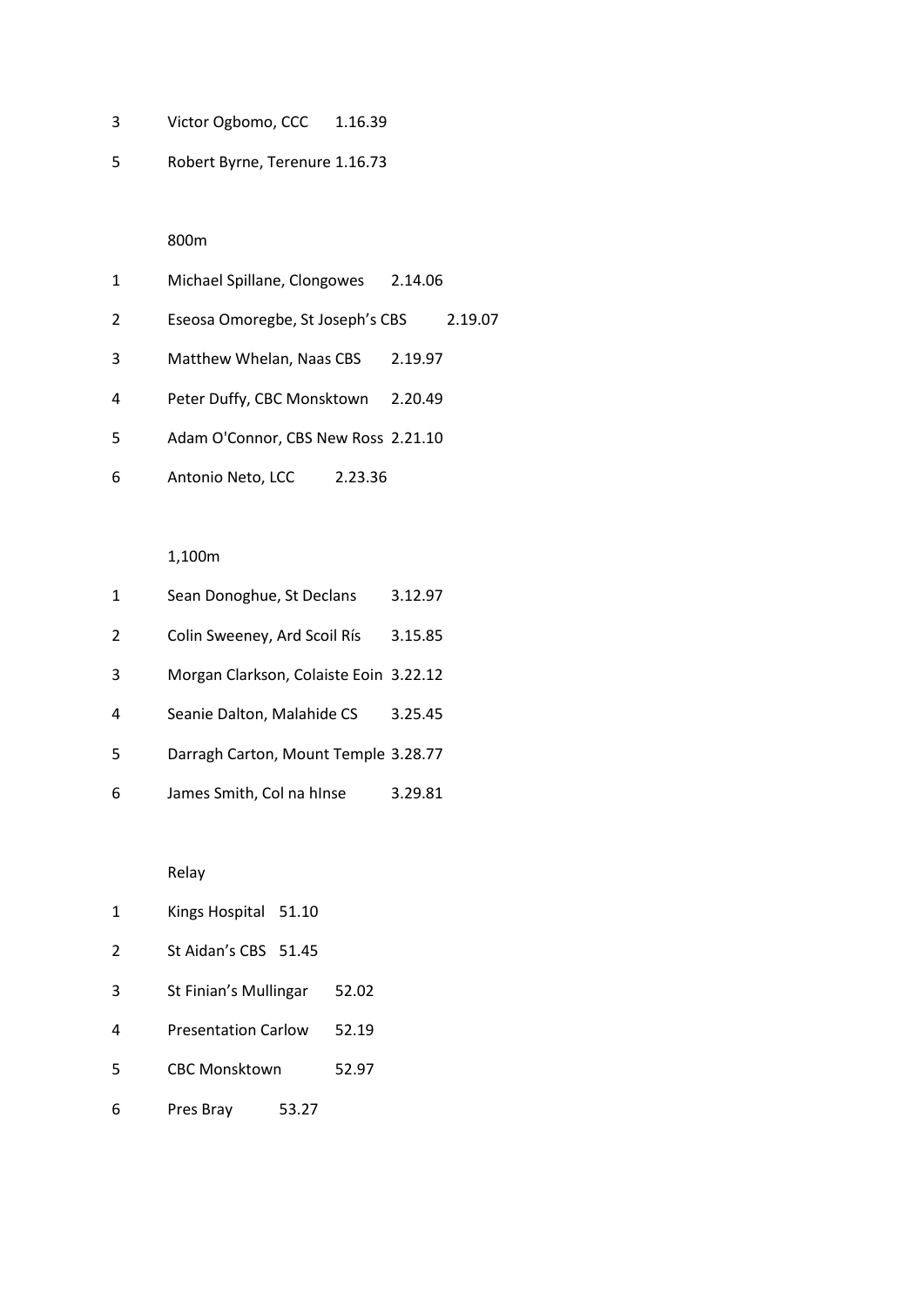3 Victor Ogbomo, CCC 1.16.39

5 Robert Byrne, Terenure 1.16.73

800m

1 Michael Spillane, Clongowes 2.14.06

2 Eseosa Omoregbe, St Joseph's CBS 2.19.07

3 Matthew Whelan, Naas CBS 2.19.97

4 Peter Duffy, CBC Monsktown 2.20.49

5 Adam O'Connor, CBS New Ross 2.21.10

6 Antonio Neto, LCC 2.23.36

1,100m

1 Sean Donoghue, St Declans 3.12.97

2 Colin Sweeney, Ard Scoil Rís 3.15.85

3 Morgan Clarkson, Colaiste Eoin 3.22.12

4 Seanie Dalton, Malahide CS 3.25.45

5 Darragh Carton, Mount Temple 3.28.77

6 James Smith, Col na hInse 3.29.81

Relay

1 Kings Hospital 51.10

2 St Aidan's CBS 51.45

3 St Finian's Mullingar 52.02

4 Presentation Carlow 52.19

5 CBC Monsktown 52.97

6 Pres Bray 53.27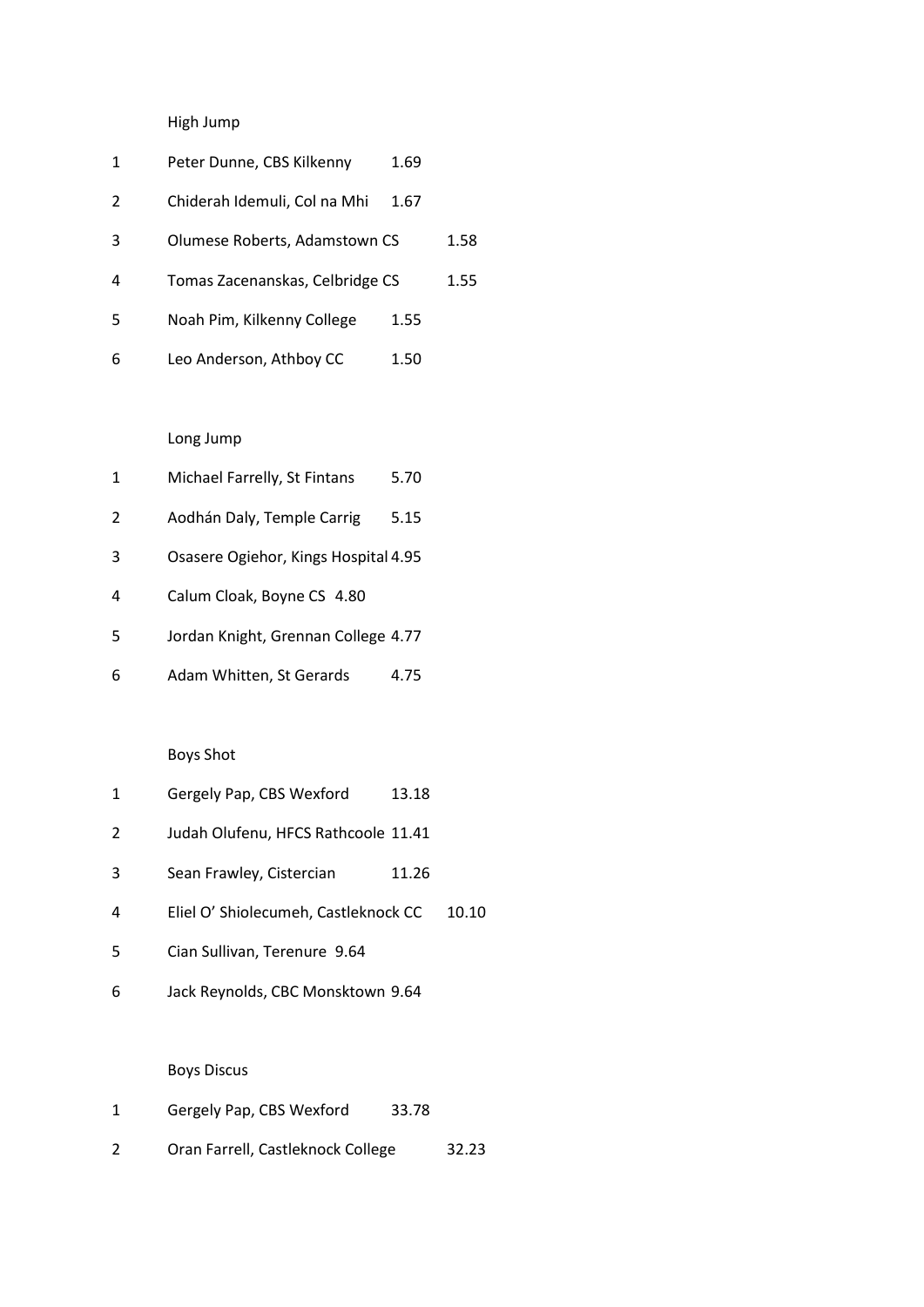High Jump

| | | |
|---|---|---|
| 1 | Peter Dunne, CBS Kilkenny | 1.69 |
| 2 | Chiderah Idemuli, Col na Mhi | 1.67 |
| 3 | Olumese Roberts, Adamstown CS | 1.58 |
| 4 | Tomas Zacenanskas, Celbridge CS | 1.55 |
| 5 | Noah Pim, Kilkenny College | 1.55 |
| 6 | Leo Anderson, Athboy CC | 1.50 |

Long Jump

| | | |
|---|---|---|
| 1 | Michael Farrelly, St Fintans | 5.70 |
| 2 | Aodhán Daly, Temple Carrig | 5.15 |
| 3 | Osasere Ogiehor, Kings Hospital | 4.95 |
| 4 | Calum Cloak, Boyne CS | 4.80 |
| 5 | Jordan Knight, Grennan College | 4.77 |
| 6 | Adam Whitten, St Gerards | 4.75 |

Boys Shot

| | | |
|---|---|---|
| 1 | Gergely Pap, CBS Wexford | 13.18 |
| 2 | Judah Olufenu, HFCS Rathcoole | 11.41 |
| 3 | Sean Frawley, Cistercian | 11.26 |
| 4 | Eliel O' Shiolecumeh, Castleknock CC | 10.10 |
| 5 | Cian Sullivan, Terenure | 9.64 |
| 6 | Jack Reynolds, CBC Monsktown | 9.64 |

Boys Discus

| | | |
|---|---|---|
| 1 | Gergely Pap, CBS Wexford | 33.78 |
| 2 | Oran Farrell, Castleknock College | 32.23 |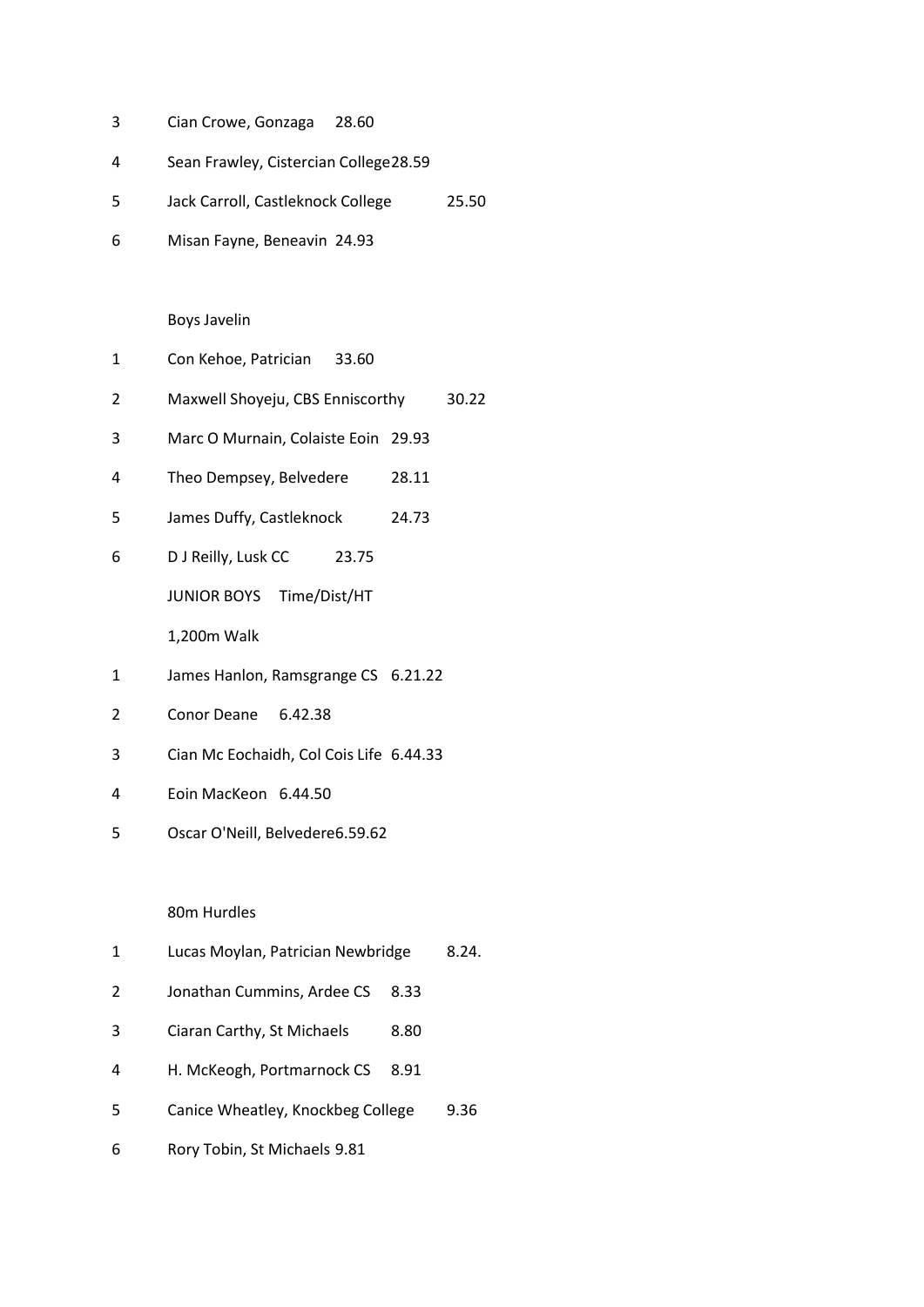3 Cian Crowe, Gonzaga 28.60

4 Sean Frawley, Cistercian College 28.59

5 Jack Carroll, Castleknock College 25.50

6 Misan Fayne, Beneavin 24.93

Boys Javelin

1 Con Kehoe, Patrician 33.60

2 Maxwell Shoyeju, CBS Enniscorthy 30.22

3 Marc O Murnain, Colaiste Eoin 29.93

4 Theo Dempsey, Belvedere 28.11

5 James Duffy, Castleknock 24.73

6 D J Reilly, Lusk CC 23.75

JUNIOR BOYS Time/Dist/HT

1,200m Walk

1 James Hanlon, Ramsgrange CS 6.21.22

2 Conor Deane 6.42.38

3 Cian Mc Eochaidh, Col Cois Life 6.44.33

4 Eoin MacKeon 6.44.50

5 Oscar O'Neill, Belvedere 6.59.62

80m Hurdles

1 Lucas Moylan, Patrician Newbridge 8.24.

2 Jonathan Cummins, Ardee CS 8.33

3 Ciaran Carthy, St Michaels 8.80

4 H. McKeogh, Portmarnock CS 8.91

5 Canice Wheatley, Knockbeg College 9.36

6 Rory Tobin, St Michaels 9.81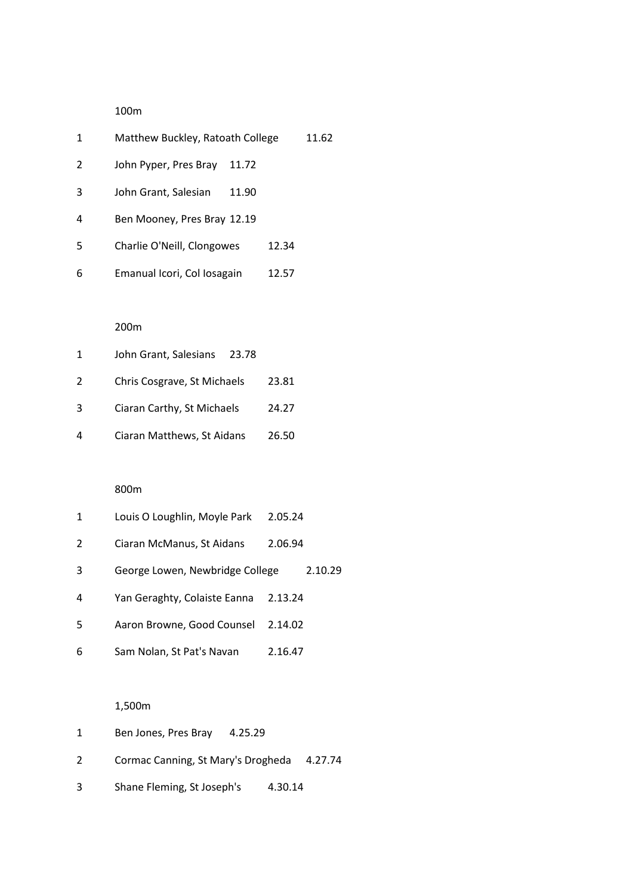100m

| | | |
|---|---|---|
| 1 | Matthew Buckley, Ratoath College | 11.62 |
| 2 | John Pyper, Pres Bray | 11.72 |
| 3 | John Grant, Salesian | 11.90 |
| 4 | Ben Mooney, Pres Bray | 12.19 |
| 5 | Charlie O'Neill, Clongowes | 12.34 |
| 6 | Emanual Icori, Col Iosagain | 12.57 |

200m

| | | |
|---|---|---|
| 1 | John Grant, Salesians | 23.78 |
| 2 | Chris Cosgrave, St Michaels | 23.81 |
| 3 | Ciaran Carthy, St Michaels | 24.27 |
| 4 | Ciaran Matthews, St Aidans | 26.50 |

800m

| | | |
|---|---|---|
| 1 | Louis O Loughlin, Moyle Park | 2.05.24 |
| 2 | Ciaran McManus, St Aidans | 2.06.94 |
| 3 | George Lowen, Newbridge College | 2.10.29 |
| 4 | Yan Geraghty, Colaiste Eanna | 2.13.24 |
| 5 | Aaron Browne, Good Counsel | 2.14.02 |
| 6 | Sam Nolan, St Pat's Navan | 2.16.47 |

1,500m

| | | |
|---|---|---|
| 1 | Ben Jones, Pres Bray | 4.25.29 |
| 2 | Cormac Canning, St Mary's Drogheda | 4.27.74 |
| 3 | Shane Fleming, St Joseph's | 4.30.14 |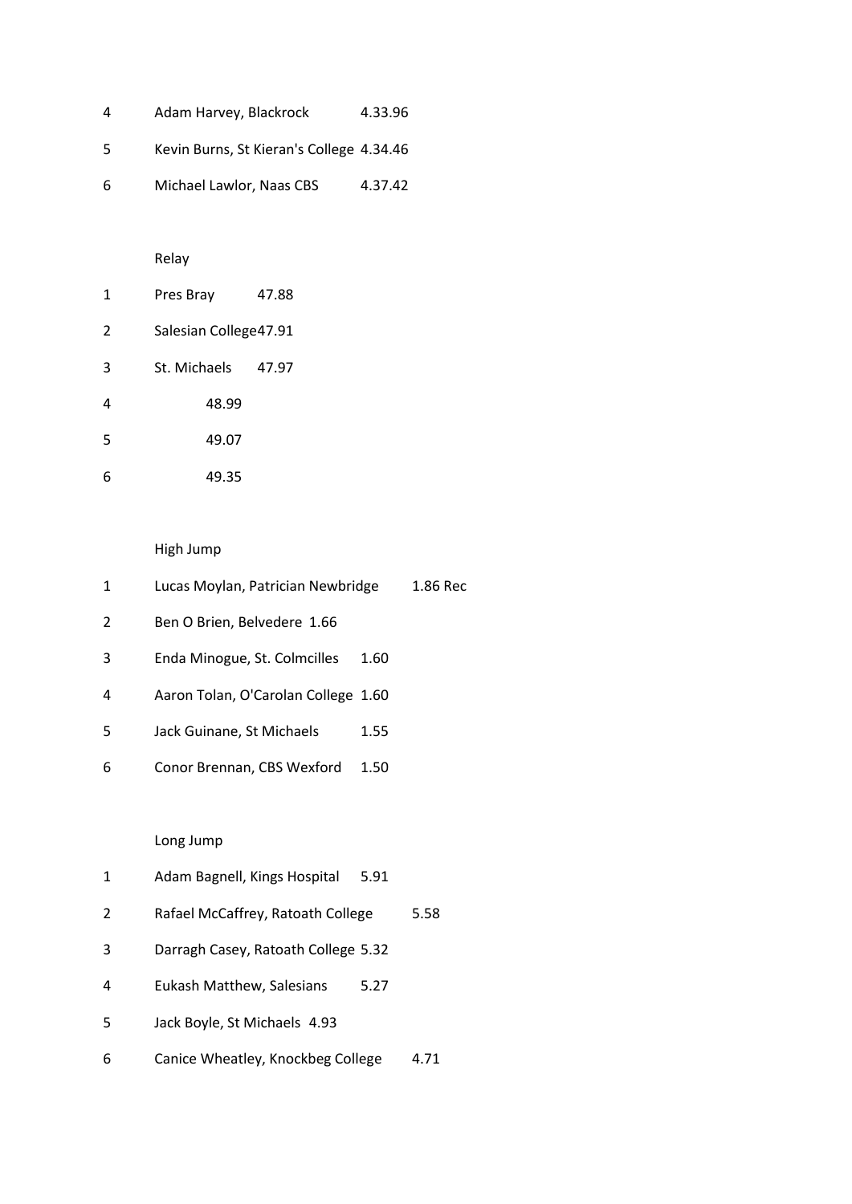| | | |
|---|---|---|
| 4 | Adam Harvey, Blackrock | 4.33.96 |
| 5 | Kevin Burns, St Kieran's College | 4.34.46 |
| 6 | Michael Lawlor, Naas CBS | 4.37.42 |

Relay

| | | |
|---|---|---|
| 1 | Pres Bray | 47.88 |
| 2 | Salesian College | 47.91 |
| 3 | St. Michaels | 47.97 |
| 4 | | 48.99 |
| 5 | | 49.07 |
| 6 | | 49.35 |

High Jump

| | | |
|---|---|---|
| 1 | Lucas Moylan, Patrician Newbridge | 1.86 Rec |
| 2 | Ben O Brien, Belvedere | 1.66 |
| 3 | Enda Minogue, St. Colmcilles | 1.60 |
| 4 | Aaron Tolan, O'Carolan College | 1.60 |
| 5 | Jack Guinane, St Michaels | 1.55 |
| 6 | Conor Brennan, CBS Wexford | 1.50 |

Long Jump

| | | |
|---|---|---|
| 1 | Adam Bagnell, Kings Hospital | 5.91 |
| 2 | Rafael McCaffrey, Ratoath College | 5.58 |
| 3 | Darragh Casey, Ratoath College | 5.32 |
| 4 | Eukash Matthew, Salesians | 5.27 |
| 5 | Jack Boyle, St Michaels | 4.93 |
| 6 | Canice Wheatley, Knockbeg College | 4.71 |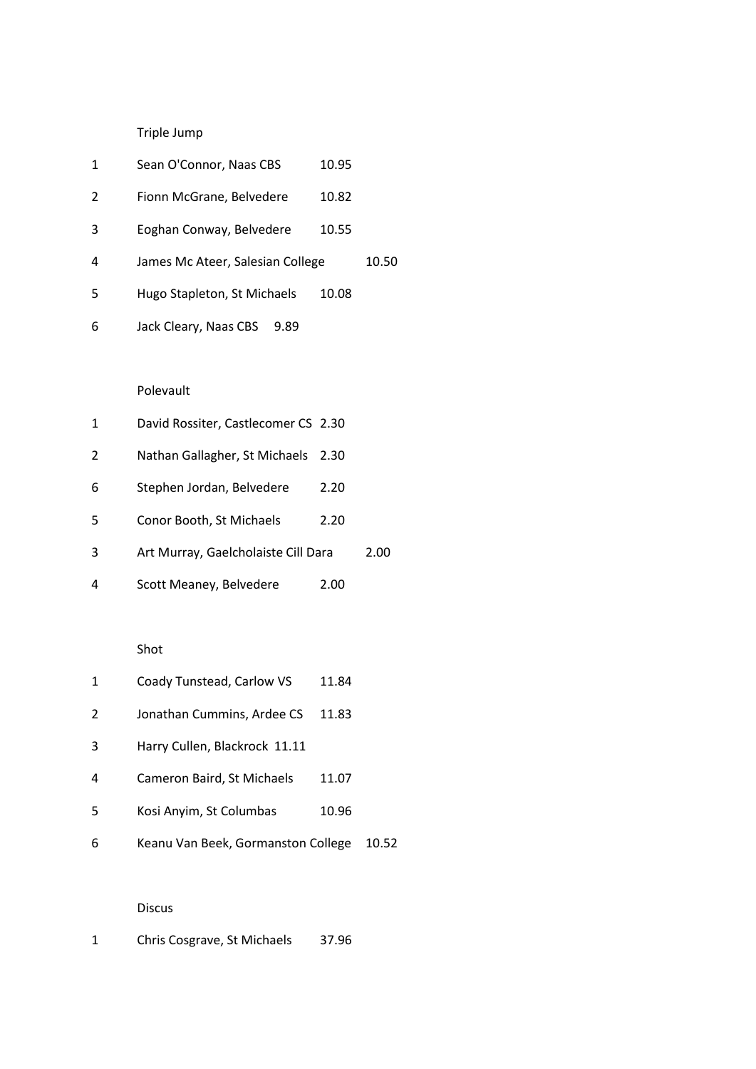Triple Jump

| | | |
|---|---|---|
| 1 | Sean O'Connor, Naas CBS | 10.95 |
| 2 | Fionn McGrane, Belvedere | 10.82 |
| 3 | Eoghan Conway, Belvedere | 10.55 |
| 4 | James Mc Ateer, Salesian College | 10.50 |
| 5 | Hugo Stapleton, St Michaels | 10.08 |
| 6 | Jack Cleary, Naas CBS | 9.89 |

Polevault

| | | |
|---|---|---|
| 1 | David Rossiter, Castlecomer CS | 2.30 |
| 2 | Nathan Gallagher, St Michaels | 2.30 |
| 6 | Stephen Jordan, Belvedere | 2.20 |
| 5 | Conor Booth, St Michaels | 2.20 |
| 3 | Art Murray, Gaelcholaiste Cill Dara | 2.00 |
| 4 | Scott Meaney, Belvedere | 2.00 |

Shot

| | | |
|---|---|---|
| 1 | Coady Tunstead, Carlow VS | 11.84 |
| 2 | Jonathan Cummins, Ardee CS | 11.83 |
| 3 | Harry Cullen, Blackrock | 11.11 |
| 4 | Cameron Baird, St Michaels | 11.07 |
| 5 | Kosi Anyim, St Columbas | 10.96 |
| 6 | Keanu Van Beek, Gormanston College | 10.52 |

Discus

| | | |
|---|---|---|
| 1 | Chris Cosgrave, St Michaels | 37.96 |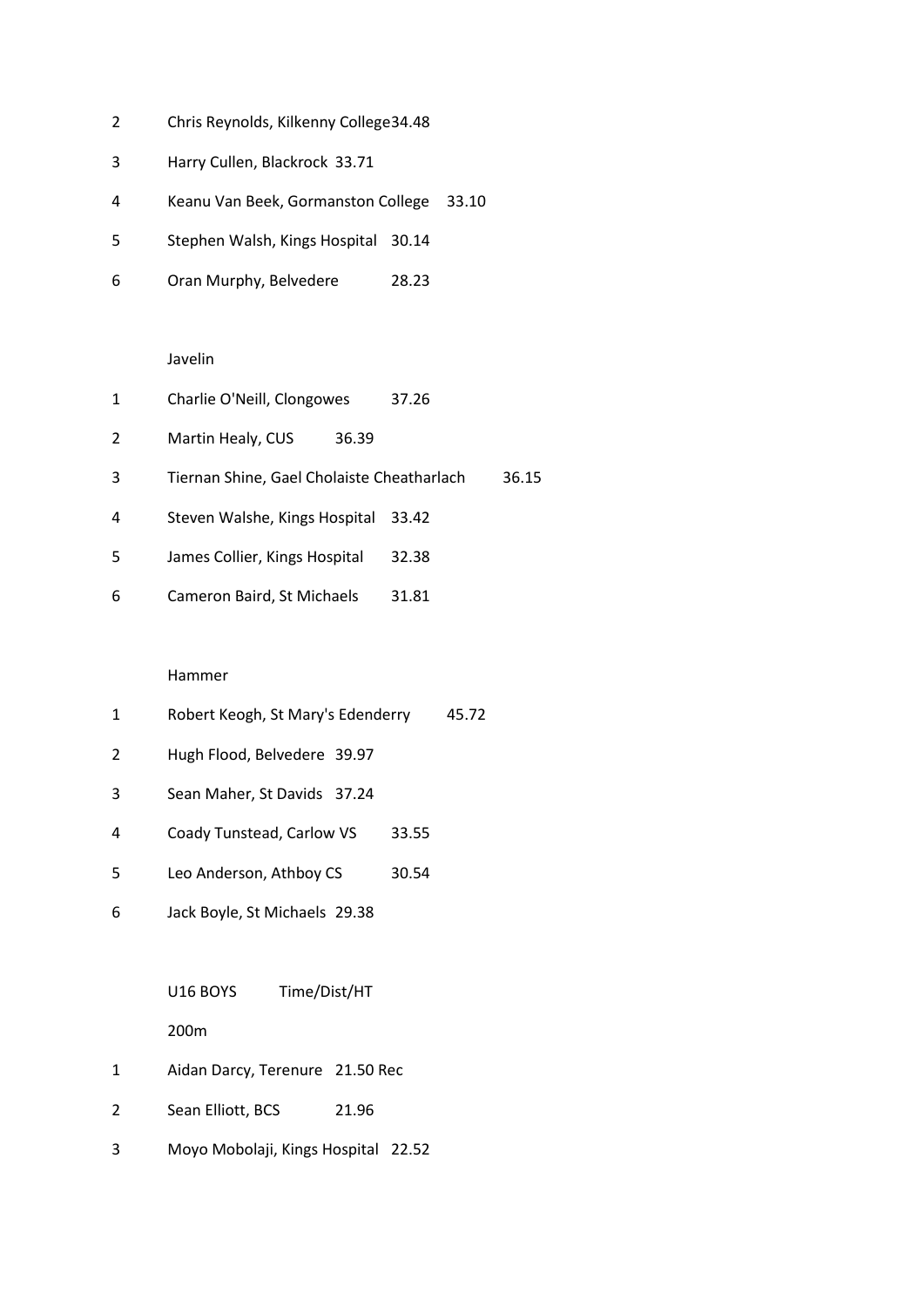2 Chris Reynolds, Kilkenny College 34.48

3 Harry Cullen, Blackrock 33.71

4 Keanu Van Beek, Gormanston College 33.10

5 Stephen Walsh, Kings Hospital 30.14

6 Oran Murphy, Belvedere 28.23

Javelin

1 Charlie O'Neill, Clongowes 37.26

2 Martin Healy, CUS 36.39

3 Tiernan Shine, Gael Cholaiste Cheatharlach 36.15

4 Steven Walshe, Kings Hospital 33.42

5 James Collier, Kings Hospital 32.38

6 Cameron Baird, St Michaels 31.81

Hammer

1 Robert Keogh, St Mary's Edenderry 45.72

2 Hugh Flood, Belvedere 39.97

3 Sean Maher, St Davids 37.24

4 Coady Tunstead, Carlow VS 33.55

5 Leo Anderson, Athboy CS 30.54

6 Jack Boyle, St Michaels 29.38

U16 BOYS Time/Dist/HT

200m

1 Aidan Darcy, Terenure 21.50 Rec

2 Sean Elliott, BCS 21.96

3 Moyo Mobolaji, Kings Hospital 22.52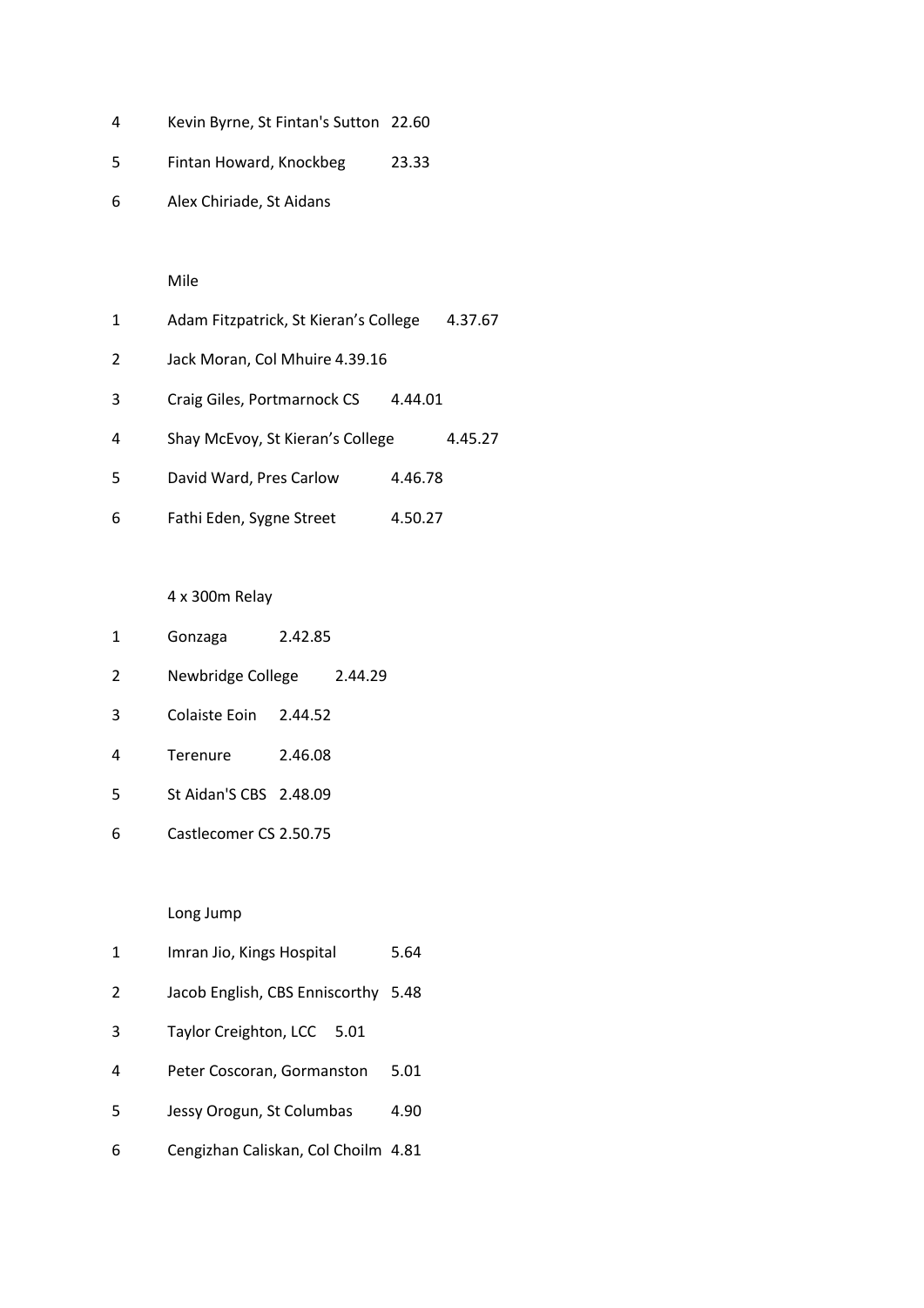4 Kevin Byrne, St Fintan's Sutton 22.60

5 Fintan Howard, Knockbeg 23.33

6 Alex Chiriade, St Aidans

Mile

1 Adam Fitzpatrick, St Kieran's College 4.37.67

2 Jack Moran, Col Mhuire 4.39.16

3 Craig Giles, Portmarnock CS 4.44.01

4 Shay McEvoy, St Kieran's College 4.45.27

5 David Ward, Pres Carlow 4.46.78

6 Fathi Eden, Sygne Street 4.50.27

4 x 300m Relay

1 Gonzaga 2.42.85

2 Newbridge College 2.44.29

3 Colaiste Eoin 2.44.52

4 Terenure 2.46.08

5 St Aidan'S CBS 2.48.09

6 Castlecomer CS 2.50.75

Long Jump

1 Imran Jio, Kings Hospital 5.64

2 Jacob English, CBS Enniscorthy 5.48

3 Taylor Creighton, LCC 5.01

4 Peter Coscoran, Gormanston 5.01

5 Jessy Orogun, St Columbas 4.90

6 Cengizhan Caliskan, Col Choilm 4.81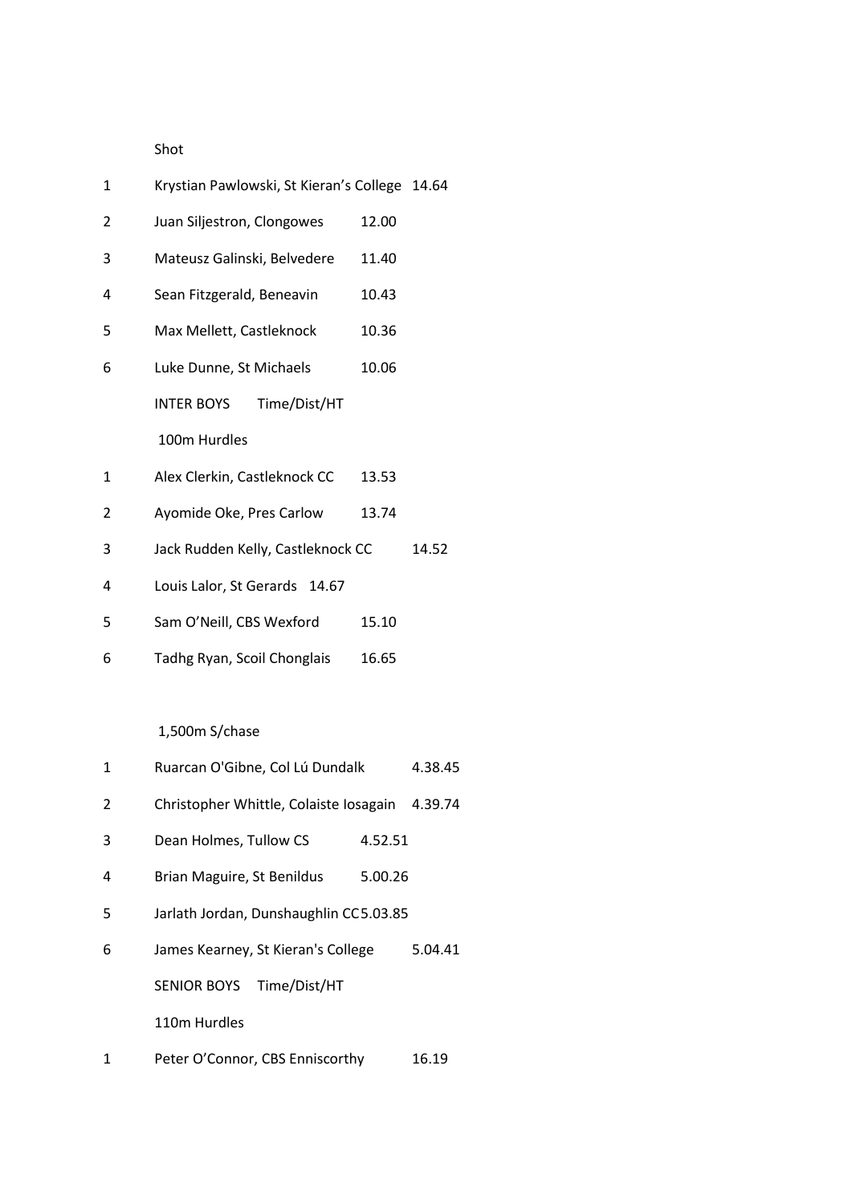Shot

| | | |
|---|---|---|
| 1 | Krystian Pawlowski, St Kieran's College | 14.64 |
| 2 | Juan Siljestron, Clongowes | 12.00 |
| 3 | Mateusz Galinski, Belvedere | 11.40 |
| 4 | Sean Fitzgerald, Beneavin | 10.43 |
| 5 | Max Mellett, Castleknock | 10.36 |
| 6 | Luke Dunne, St Michaels | 10.06 |

INTER BOYS Time/Dist/HT

100m Hurdles

| | | |
|---|---|---|
| 1 | Alex Clerkin, Castleknock CC | 13.53 |
| 2 | Ayomide Oke, Pres Carlow | 13.74 |
| 3 | Jack Rudden Kelly, Castleknock CC | 14.52 |
| 4 | Louis Lalor, St Gerards | 14.67 |
| 5 | Sam O'Neill, CBS Wexford | 15.10 |
| 6 | Tadhg Ryan, Scoil Chonglais | 16.65 |

1,500m S/chase

| | | |
|---|---|---|
| 1 | Ruarcan O'Gibne, Col Lú Dundalk | 4.38.45 |
| 2 | Christopher Whittle, Colaiste Iosagain | 4.39.74 |
| 3 | Dean Holmes, Tullow CS | 4.52.51 |
| 4 | Brian Maguire, St Benildus | 5.00.26 |
| 5 | Jarlath Jordan, Dunshaughlin CC | 5.03.85 |
| 6 | James Kearney, St Kieran's College | 5.04.41 |

SENIOR BOYS Time/Dist/HT

110m Hurdles

| | | |
|---|---|---|
| 1 | Peter O'Connor, CBS Enniscorthy | 16.19 |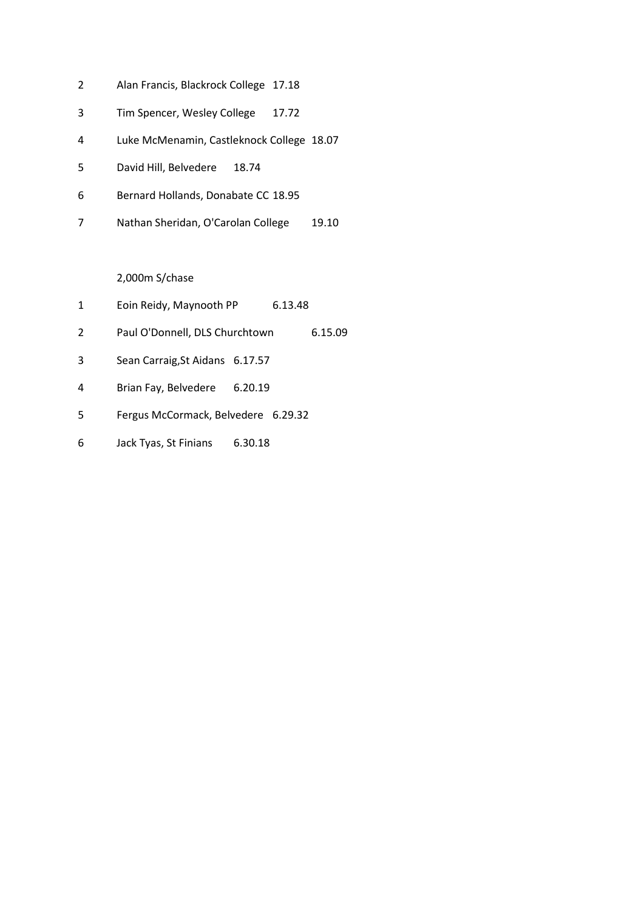| | | |
|---|---|---|
| 2 | Alan Francis, Blackrock College | 17.18 |
| 3 | Tim Spencer, Wesley College | 17.72 |
| 4 | Luke McMenamin, Castleknock College | 18.07 |
| 5 | David Hill, Belvedere | 18.74 |
| 6 | Bernard Hollands, Donabate CC | 18.95 |
| 7 | Nathan Sheridan, O'Carolan College | 19.10 |

2,000m S/chase

| | | |
|---|---|---|
| 1 | Eoin Reidy, Maynooth PP | 6.13.48 |
| 2 | Paul O'Donnell, DLS Churchtown | 6.15.09 |
| 3 | Sean Carraig,St Aidans | 6.17.57 |
| 4 | Brian Fay, Belvedere | 6.20.19 |
| 5 | Fergus McCormack, Belvedere | 6.29.32 |
| 6 | Jack Tyas, St Finians | 6.30.18 |